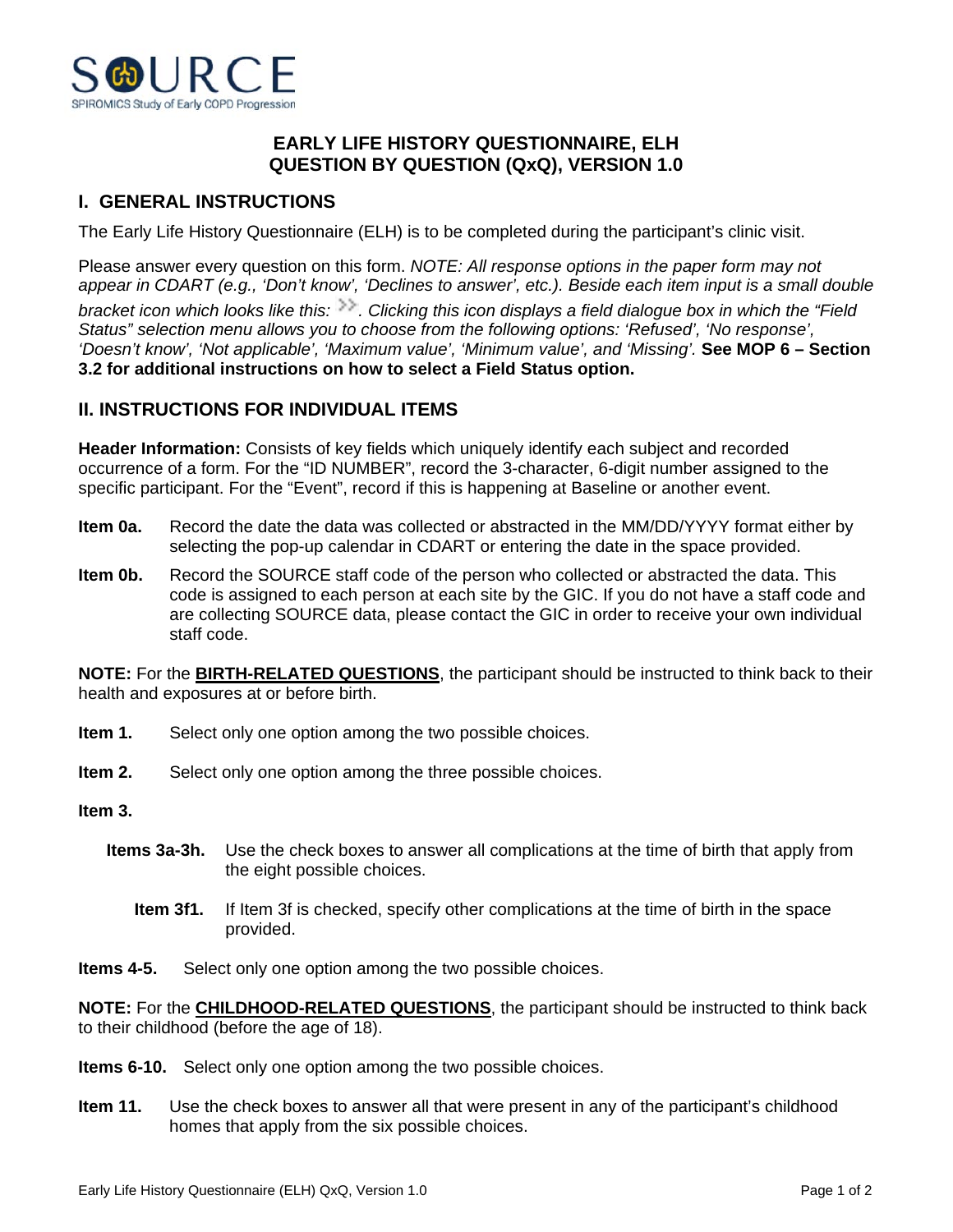SOURCE

SPIROMICS Study of Early COPD Progression

# EARLY LIFE HISTORY QUESTIONNAIRE, ELH
# QUESTION BY QUESTION (QxQ), VERSION 1.0

## I. GENERAL INSTRUCTIONS

The Early Life History Questionnaire (ELH) is to be completed during the participant's clinic visit.

Please answer every question on this form. *NOTE: All response options in the paper form may not appear in CDART (e.g., 'Don't know', 'Declines to answer', etc.). Beside each item input is a small double bracket icon which looks like this: >>. Clicking this icon displays a field dialogue box in which the "Field Status" selection menu allows you to choose from the following options: 'Refused', 'No response', 'Doesn't know', 'Not applicable', 'Maximum value', 'Minimum value', and 'Missing'.* **See MOP 6 – Section 3.2 for additional instructions on how to select a Field Status option.**

## II. INSTRUCTIONS FOR INDIVIDUAL ITEMS

**Header Information:** Consists of key fields which uniquely identify each subject and recorded occurrence of a form. For the "ID NUMBER", record the 3-character, 6-digit number assigned to the specific participant. For the "Event", record if this is happening at Baseline or another event.

**Item 0a.** Record the date the data was collected or abstracted in the MM/DD/YYYY format either by selecting the pop-up calendar in CDART or entering the date in the space provided.

**Item 0b.** Record the SOURCE staff code of the person who collected or abstracted the data. This code is assigned to each person at each site by the GIC. If you do not have a staff code and are collecting SOURCE data, please contact the GIC in order to receive your own individual staff code.

**NOTE:** For the **BIRTH-RELATED QUESTIONS**, the participant should be instructed to think back to their health and exposures at or before birth.

**Item 1.** Select only one option among the two possible choices.

**Item 2.** Select only one option among the three possible choices.

**Item 3.**

**Items 3a-3h.** Use the check boxes to answer all complications at the time of birth that apply from the eight possible choices.

**Item 3f1.** If Item 3f is checked, specify other complications at the time of birth in the space provided.

**Items 4-5.** Select only one option among the two possible choices.

**NOTE:** For the **CHILDHOOD-RELATED QUESTIONS**, the participant should be instructed to think back to their childhood (before the age of 18).

**Items 6-10.** Select only one option among the two possible choices.

**Item 11.** Use the check boxes to answer all that were present in any of the participant's childhood homes that apply from the six possible choices.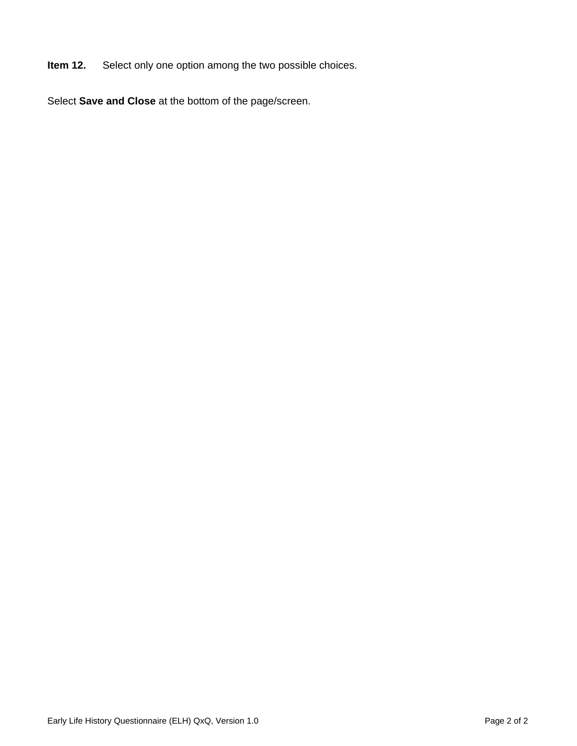**Item 12.** Select only one option among the two possible choices.

Select **Save and Close** at the bottom of the page/screen.